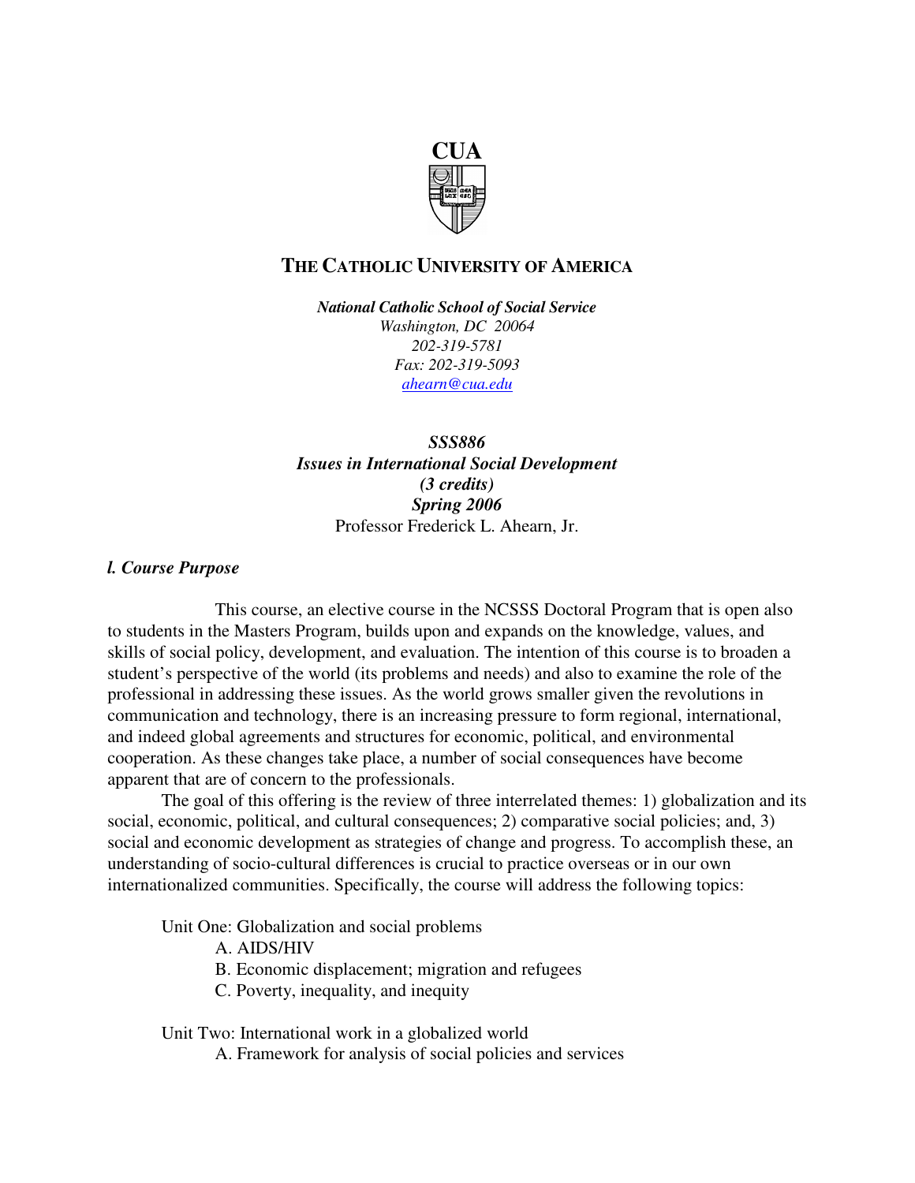**CUA**

# THE CATHOLIC UNIVERSITY OF AMERICA

***National Catholic School of Social Service***
*Washington, DC 20064*
*202-319-5781*
*Fax: 202-319-5093*
*ahearn@cua.edu*

***SSS886***
***Issues in International Social Development***
***(3 credits)***
***Spring 2006***
Professor Frederick L. Ahearn, Jr.

## *l. Course Purpose*

This course, an elective course in the NCSSS Doctoral Program that is open also to students in the Masters Program, builds upon and expands on the knowledge, values, and skills of social policy, development, and evaluation. The intention of this course is to broaden a student's perspective of the world (its problems and needs) and also to examine the role of the professional in addressing these issues. As the world grows smaller given the revolutions in communication and technology, there is an increasing pressure to form regional, international, and indeed global agreements and structures for economic, political, and environmental cooperation. As these changes take place, a number of social consequences have become apparent that are of concern to the professionals.

The goal of this offering is the review of three interrelated themes: 1) globalization and its social, economic, political, and cultural consequences; 2) comparative social policies; and, 3) social and economic development as strategies of change and progress. To accomplish these, an understanding of socio-cultural differences is crucial to practice overseas or in our own internationalized communities. Specifically, the course will address the following topics:

Unit One: Globalization and social problems
- A. AIDS/HIV
- B. Economic displacement; migration and refugees
- C. Poverty, inequality, and inequity

Unit Two: International work in a globalized world
- A. Framework for analysis of social policies and services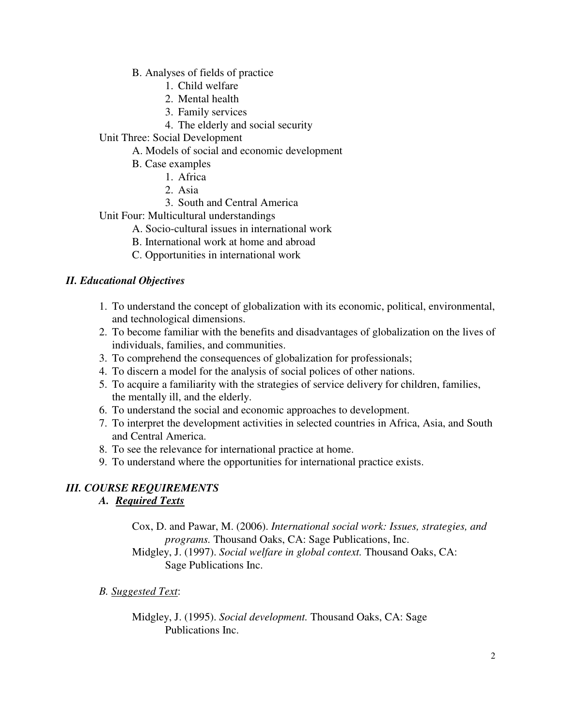B. Analyses of fields of practice
1. Child welfare
2. Mental health
3. Family services
4. The elderly and social security

Unit Three: Social Development
A. Models of social and economic development
B. Case examples
1. Africa
2. Asia
3. South and Central America

Unit Four: Multicultural understandings
A. Socio-cultural issues in international work
B. International work at home and abroad
C. Opportunities in international work

## *II. Educational Objectives*

1. To understand the concept of globalization with its economic, political, environmental, and technological dimensions.
2. To become familiar with the benefits and disadvantages of globalization on the lives of individuals, families, and communities.
3. To comprehend the consequences of globalization for professionals;
4. To discern a model for the analysis of social polices of other nations.
5. To acquire a familiarity with the strategies of service delivery for children, families, the mentally ill, and the elderly.
6. To understand the social and economic approaches to development.
7. To interpret the development activities in selected countries in Africa, Asia, and South and Central America.
8. To see the relevance for international practice at home.
9. To understand where the opportunities for international practice exists.

## *III. COURSE REQUIREMENTS*

### *A. Required Texts*

Cox, D. and Pawar, M. (2006). *International social work: Issues, strategies, and programs.* Thousand Oaks, CA: Sage Publications, Inc.

Midgley, J. (1997). *Social welfare in global context.* Thousand Oaks, CA: Sage Publications Inc.

### *B. Suggested Text*:

Midgley, J. (1995). *Social development.* Thousand Oaks, CA: Sage Publications Inc.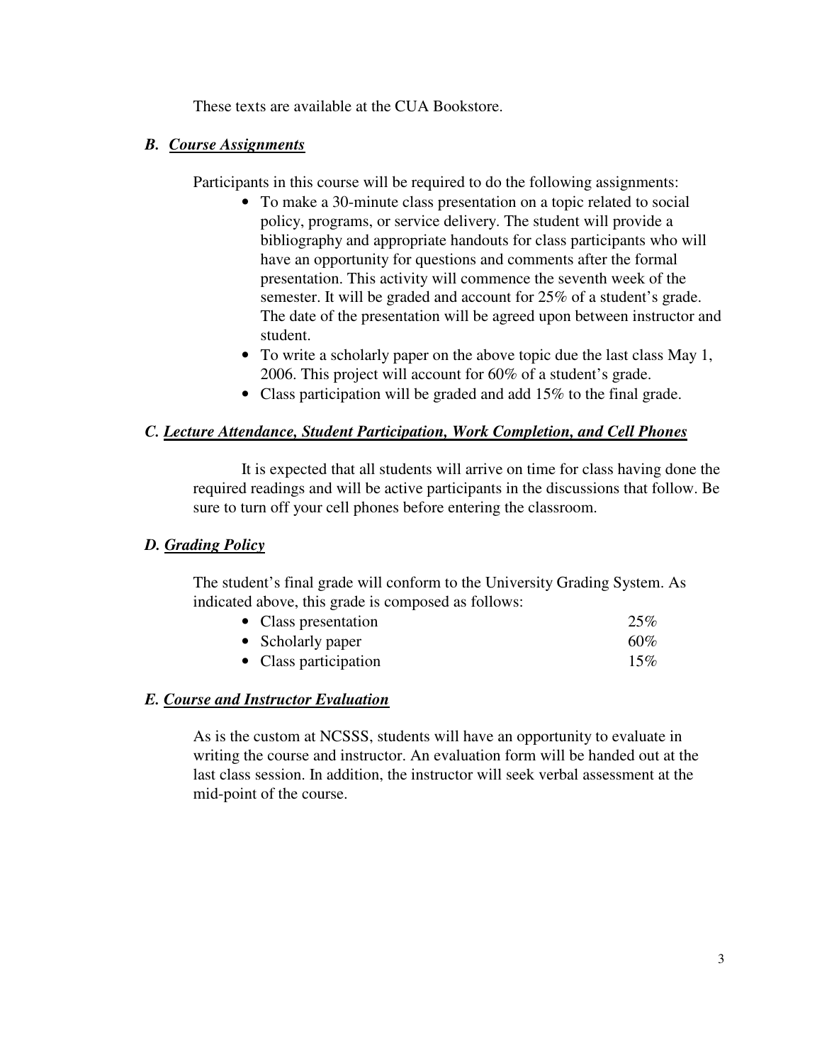These texts are available at the CUA Bookstore.

### *B. Course Assignments*

Participants in this course will be required to do the following assignments:

- To make a 30-minute class presentation on a topic related to social policy, programs, or service delivery. The student will provide a bibliography and appropriate handouts for class participants who will have an opportunity for questions and comments after the formal presentation. This activity will commence the seventh week of the semester. It will be graded and account for 25% of a student's grade. The date of the presentation will be agreed upon between instructor and student.
- To write a scholarly paper on the above topic due the last class May 1, 2006. This project will account for 60% of a student's grade.
- Class participation will be graded and add 15% to the final grade.

### *C. Lecture Attendance, Student Participation, Work Completion, and Cell Phones*

It is expected that all students will arrive on time for class having done the required readings and will be active participants in the discussions that follow. Be sure to turn off your cell phones before entering the classroom.

### *D. Grading Policy*

The student's final grade will conform to the University Grading System. As indicated above, this grade is composed as follows:

- Class presentation 25%
- Scholarly paper 60%
- Class participation 15%

### *E. Course and Instructor Evaluation*

As is the custom at NCSSS, students will have an opportunity to evaluate in writing the course and instructor. An evaluation form will be handed out at the last class session. In addition, the instructor will seek verbal assessment at the mid-point of the course.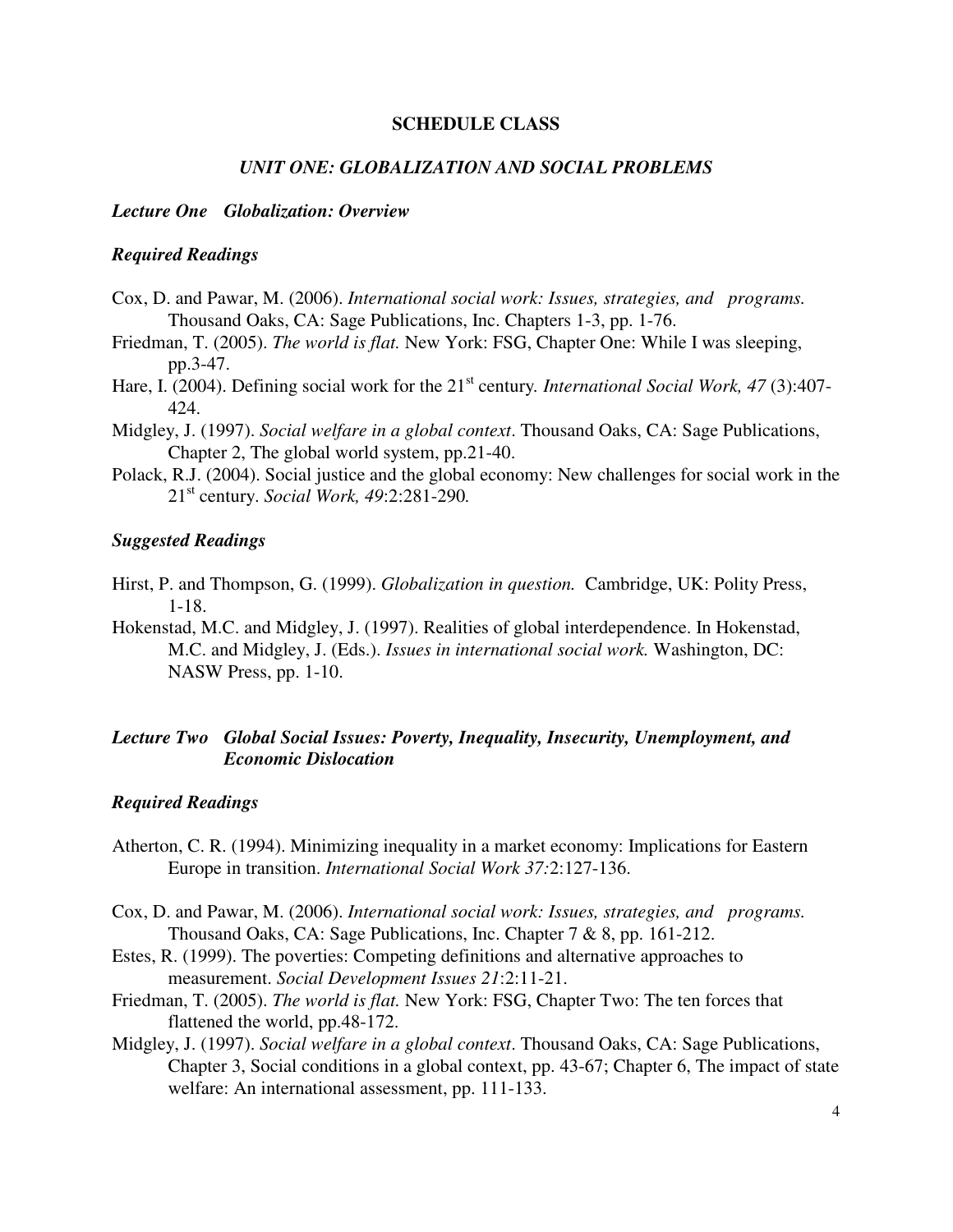## SCHEDULE CLASS

### *UNIT ONE: GLOBALIZATION AND SOCIAL PROBLEMS*

#### *Lecture One Globalization: Overview*

***Required Readings***

Cox, D. and Pawar, M. (2006). *International social work: Issues, strategies, and programs.* Thousand Oaks, CA: Sage Publications, Inc. Chapters 1-3, pp. 1-76.

Friedman, T. (2005). *The world is flat.* New York: FSG, Chapter One: While I was sleeping, pp.3-47.

Hare, I. (2004). Defining social work for the 21st century. *International Social Work, 47* (3):407-424.

Midgley, J. (1997). *Social welfare in a global context*. Thousand Oaks, CA: Sage Publications, Chapter 2, The global world system, pp.21-40.

Polack, R.J. (2004). Social justice and the global economy: New challenges for social work in the 21st century. *Social Work, 49*:2:281-290*.*

***Suggested Readings***

Hirst, P. and Thompson, G. (1999). *Globalization in question.* Cambridge, UK: Polity Press, 1-18.

Hokenstad, M.C. and Midgley, J. (1997). Realities of global interdependence. In Hokenstad, M.C. and Midgley, J. (Eds.). *Issues in international social work.* Washington, DC: NASW Press, pp. 1-10.

#### *Lecture Two Global Social Issues: Poverty, Inequality, Insecurity, Unemployment, and Economic Dislocation*

***Required Readings***

Atherton, C. R. (1994). Minimizing inequality in a market economy: Implications for Eastern Europe in transition. *International Social Work 37:*2:127-136.

Cox, D. and Pawar, M. (2006). *International social work: Issues, strategies, and programs.* Thousand Oaks, CA: Sage Publications, Inc. Chapter 7 & 8, pp. 161-212.

Estes, R. (1999). The poverties: Competing definitions and alternative approaches to measurement. *Social Development Issues 21*:2:11-21.

Friedman, T. (2005). *The world is flat.* New York: FSG, Chapter Two: The ten forces that flattened the world, pp.48-172.

Midgley, J. (1997). *Social welfare in a global context*. Thousand Oaks, CA: Sage Publications, Chapter 3, Social conditions in a global context, pp. 43-67; Chapter 6, The impact of state welfare: An international assessment, pp. 111-133.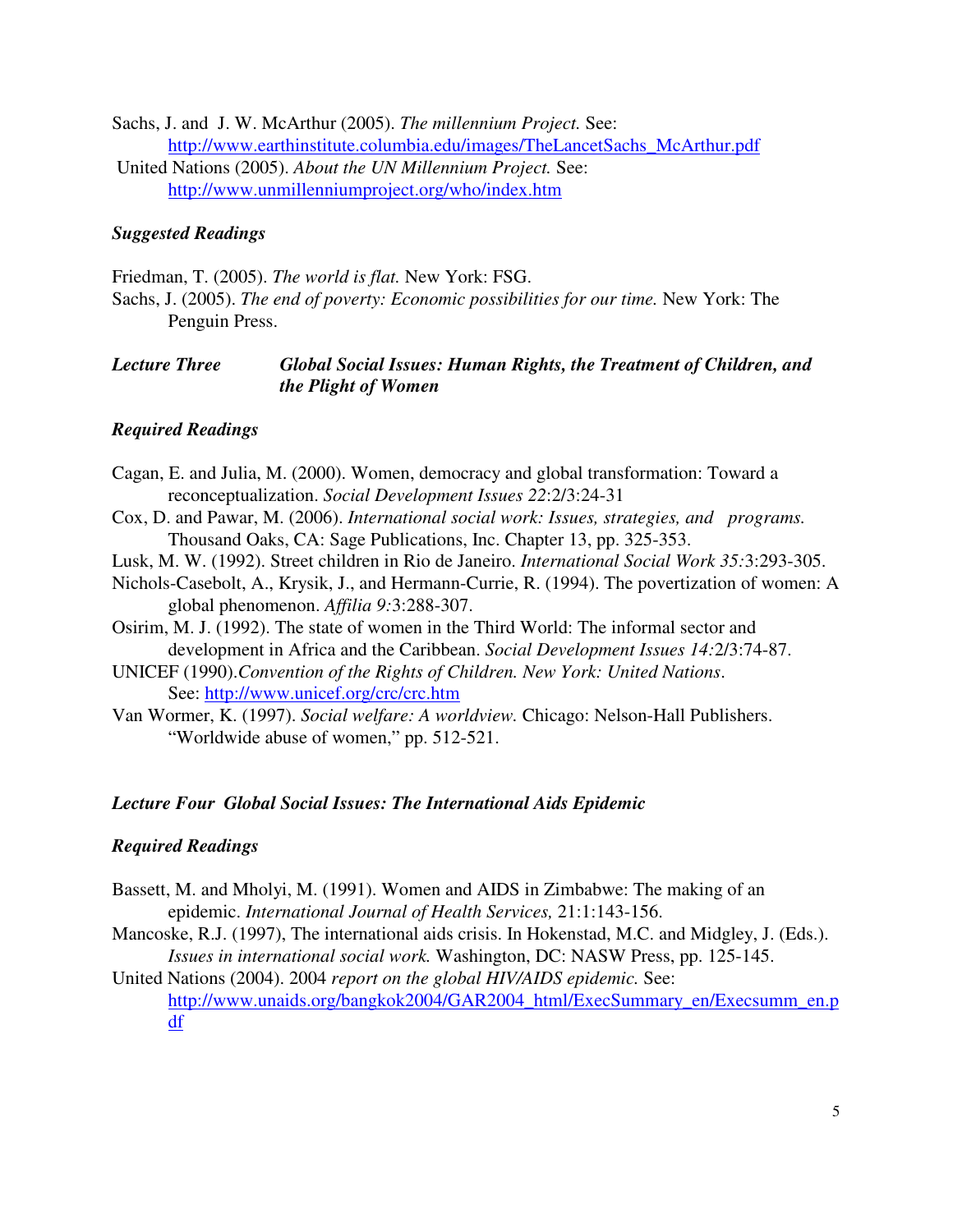Sachs, J. and J. W. McArthur (2005). *The millennium Project.* See: http://www.earthinstitute.columbia.edu/images/TheLancetSachs_McArthur.pdf

United Nations (2005). *About the UN Millennium Project.* See: http://www.unmillenniumproject.org/who/index.htm

***Suggested Readings***

Friedman, T. (2005). *The world is flat.* New York: FSG.

Sachs, J. (2005). *The end of poverty: Economic possibilities for our time.* New York: The Penguin Press.

***Lecture Three Global Social Issues: Human Rights, the Treatment of Children, and the Plight of Women***

***Required Readings***

Cagan, E. and Julia, M. (2000). Women, democracy and global transformation: Toward a reconceptualization. *Social Development Issues 22*:2/3:24-31

Cox, D. and Pawar, M. (2006). *International social work: Issues, strategies, and programs.* Thousand Oaks, CA: Sage Publications, Inc. Chapter 13, pp. 325-353.

Lusk, M. W. (1992). Street children in Rio de Janeiro. *International Social Work 35:*3:293-305.

Nichols-Casebolt, A., Krysik, J., and Hermann-Currie, R. (1994). The povertization of women: A global phenomenon. *Affilia 9:*3:288-307.

Osirim, M. J. (1992). The state of women in the Third World: The informal sector and development in Africa and the Caribbean. *Social Development Issues 14:*2/3:74-87.

UNICEF (1990).*Convention of the Rights of Children. New York: United Nations*. See: http://www.unicef.org/crc/crc.htm

Van Wormer, K. (1997). *Social welfare: A worldview.* Chicago: Nelson-Hall Publishers. "Worldwide abuse of women," pp. 512-521.

***Lecture Four Global Social Issues: The International Aids Epidemic***

***Required Readings***

Bassett, M. and Mholyi, M. (1991). Women and AIDS in Zimbabwe: The making of an epidemic. *International Journal of Health Services,* 21:1:143-156.

Mancoske, R.J. (1997), The international aids crisis. In Hokenstad, M.C. and Midgley, J. (Eds.). *Issues in international social work.* Washington, DC: NASW Press, pp. 125-145.

United Nations (2004). 2004 *report on the global HIV/AIDS epidemic.* See: http://www.unaids.org/bangkok2004/GAR2004_html/ExecSummary_en/Execsumm_en.pdf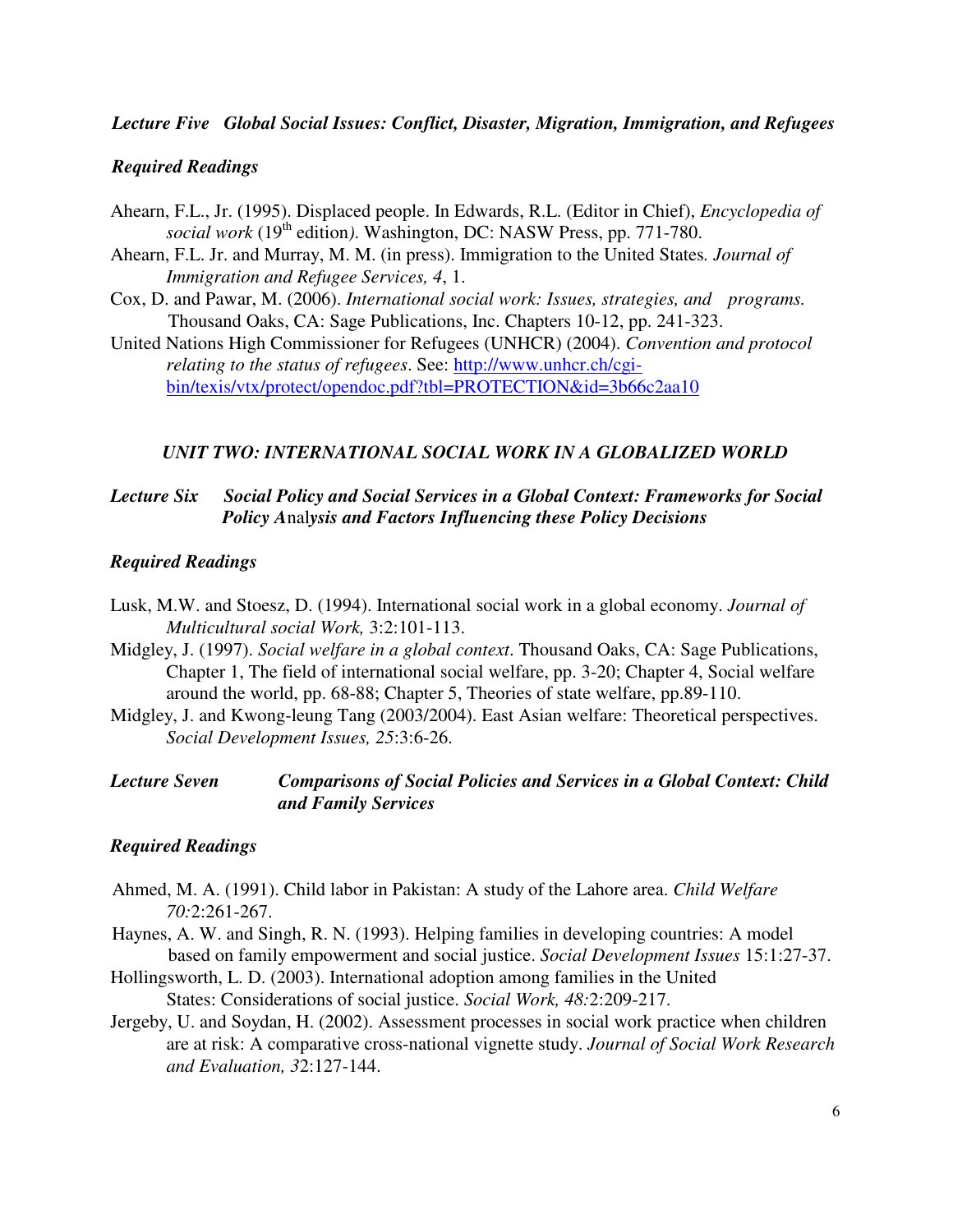### *Lecture Five Global Social Issues: Conflict, Disaster, Migration, Immigration, and Refugees*

***Required Readings***

Ahearn, F.L., Jr. (1995). Displaced people. In Edwards, R.L. (Editor in Chief), *Encyclopedia of social work* (19th edition*)*. Washington, DC: NASW Press, pp. 771-780.

Ahearn, F.L. Jr. and Murray, M. M. (in press). Immigration to the United States*. Journal of Immigration and Refugee Services, 4*, 1.

Cox, D. and Pawar, M. (2006). *International social work: Issues, strategies, and programs.* Thousand Oaks, CA: Sage Publications, Inc. Chapters 10-12, pp. 241-323.

United Nations High Commissioner for Refugees (UNHCR) (2004). *Convention and protocol relating to the status of refugees*. See: http://www.unhcr.ch/cgi-bin/texis/vtx/protect/opendoc.pdf?tbl=PROTECTION&id=3b66c2aa10

## *UNIT TWO: INTERNATIONAL SOCIAL WORK IN A GLOBALIZED WORLD*

### *Lecture Six Social Policy and Social Services in a Global Context: Frameworks for Social Policy Analysis and Factors Influencing these Policy Decisions*

***Required Readings***

Lusk, M.W. and Stoesz, D. (1994). International social work in a global economy. *Journal of Multicultural social Work,* 3:2:101-113.

Midgley, J. (1997). *Social welfare in a global context*. Thousand Oaks, CA: Sage Publications, Chapter 1, The field of international social welfare, pp. 3-20; Chapter 4, Social welfare around the world, pp. 68-88; Chapter 5, Theories of state welfare, pp.89-110.

Midgley, J. and Kwong-leung Tang (2003/2004). East Asian welfare: Theoretical perspectives. *Social Development Issues, 25*:3:6-26.

### *Lecture Seven Comparisons of Social Policies and Services in a Global Context: Child and Family Services*

***Required Readings***

Ahmed, M. A. (1991). Child labor in Pakistan: A study of the Lahore area. *Child Welfare 70:*2:261-267.

Haynes, A. W. and Singh, R. N. (1993). Helping families in developing countries: A model based on family empowerment and social justice. *Social Development Issues* 15:1:27-37.

Hollingsworth, L. D. (2003). International adoption among families in the United States: Considerations of social justice. *Social Work, 48:*2:209-217.

Jergeby, U. and Soydan, H. (2002). Assessment processes in social work practice when children are at risk: A comparative cross-national vignette study. *Journal of Social Work Research and Evaluation, 3*2:127-144.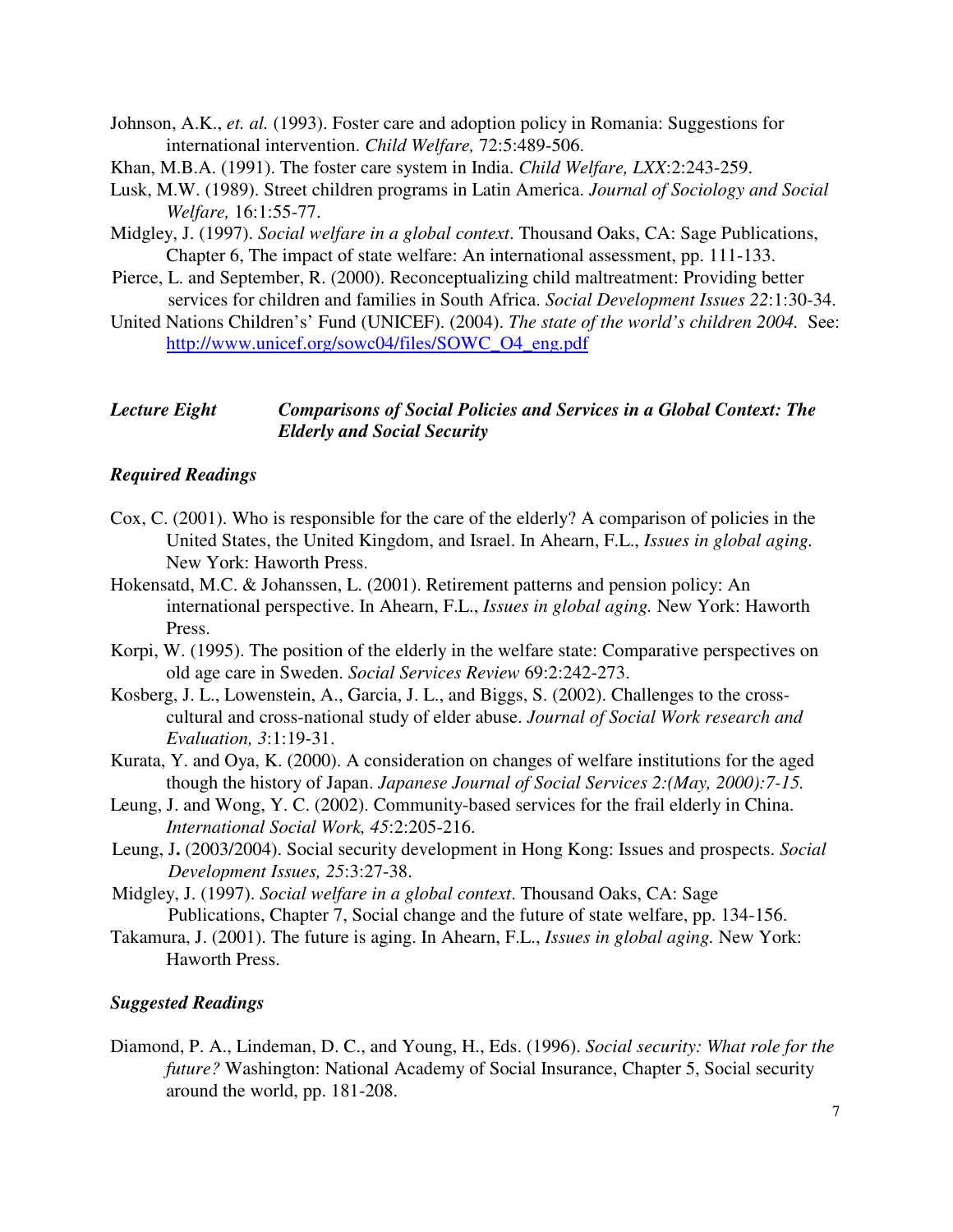Johnson, A.K., *et. al.* (1993). Foster care and adoption policy in Romania: Suggestions for international intervention. *Child Welfare,* 72:5:489-506.

Khan, M.B.A. (1991). The foster care system in India. *Child Welfare, LXX*:2:243-259.

Lusk, M.W. (1989). Street children programs in Latin America. *Journal of Sociology and Social Welfare,* 16:1:55-77.

Midgley, J. (1997). *Social welfare in a global context*. Thousand Oaks, CA: Sage Publications, Chapter 6, The impact of state welfare: An international assessment, pp. 111-133.

Pierce, L. and September, R. (2000). Reconceptualizing child maltreatment: Providing better services for children and families in South Africa. *Social Development Issues 22*:1:30-34.

United Nations Children's' Fund (UNICEF). (2004). *The state of the world's children 2004.* See: http://www.unicef.org/sowc04/files/SOWC_O4_eng.pdf

### *Lecture Eight* — *Comparisons of Social Policies and Services in a Global Context: The Elderly and Social Security*

#### *Required Readings*

Cox, C. (2001). Who is responsible for the care of the elderly? A comparison of policies in the United States, the United Kingdom, and Israel. In Ahearn, F.L., *Issues in global aging.* New York: Haworth Press.

Hokensatd, M.C. & Johanssen, L. (2001). Retirement patterns and pension policy: An international perspective. In Ahearn, F.L., *Issues in global aging.* New York: Haworth Press.

Korpi, W. (1995). The position of the elderly in the welfare state: Comparative perspectives on old age care in Sweden. *Social Services Review* 69:2:242-273.

Kosberg, J. L., Lowenstein, A., Garcia, J. L., and Biggs, S. (2002). Challenges to the cross-cultural and cross-national study of elder abuse. *Journal of Social Work research and Evaluation, 3*:1:19-31.

Kurata, Y. and Oya, K. (2000). A consideration on changes of welfare institutions for the aged though the history of Japan. *Japanese Journal of Social Services 2:(May, 2000):7-15.*

Leung, J. and Wong, Y. C. (2002). Community-based services for the frail elderly in China. *International Social Work, 45*:2:205-216.

Leung, J**.** (2003/2004). Social security development in Hong Kong: Issues and prospects. *Social Development Issues, 25*:3:27-38.

Midgley, J. (1997). *Social welfare in a global context*. Thousand Oaks, CA: Sage Publications, Chapter 7, Social change and the future of state welfare, pp. 134-156.

Takamura, J. (2001). The future is aging. In Ahearn, F.L., *Issues in global aging.* New York: Haworth Press.

#### *Suggested Readings*

Diamond, P. A., Lindeman, D. C., and Young, H., Eds. (1996). *Social security: What role for the future?* Washington: National Academy of Social Insurance, Chapter 5, Social security around the world, pp. 181-208.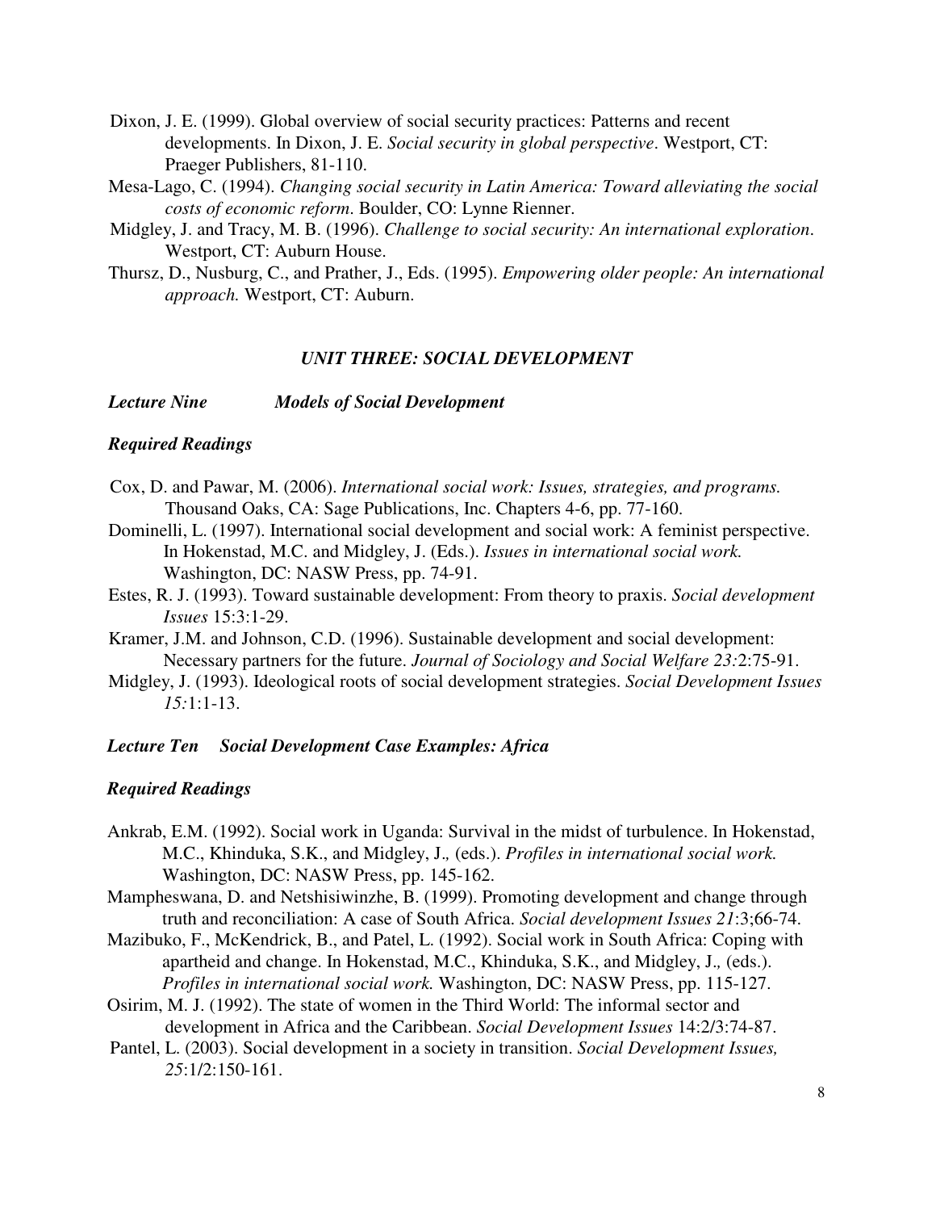Dixon, J. E. (1999). Global overview of social security practices: Patterns and recent developments. In Dixon, J. E. *Social security in global perspective*. Westport, CT: Praeger Publishers, 81-110.

Mesa-Lago, C. (1994). *Changing social security in Latin America: Toward alleviating the social costs of economic reform*. Boulder, CO: Lynne Rienner.

Midgley, J. and Tracy, M. B. (1996). *Challenge to social security: An international exploration*. Westport, CT: Auburn House.

Thursz, D., Nusburg, C., and Prather, J., Eds. (1995). *Empowering older people: An international approach.* Westport, CT: Auburn.

## *UNIT THREE: SOCIAL DEVELOPMENT*

### *Lecture Nine Models of Social Development*

#### *Required Readings*

Cox, D. and Pawar, M. (2006). *International social work: Issues, strategies, and programs.* Thousand Oaks, CA: Sage Publications, Inc. Chapters 4-6, pp. 77-160.

Dominelli, L. (1997). International social development and social work: A feminist perspective. In Hokenstad, M.C. and Midgley, J. (Eds.). *Issues in international social work.* Washington, DC: NASW Press, pp. 74-91.

Estes, R. J. (1993). Toward sustainable development: From theory to praxis. *Social development Issues* 15:3:1-29.

Kramer, J.M. and Johnson, C.D. (1996). Sustainable development and social development: Necessary partners for the future. *Journal of Sociology and Social Welfare 23:*2:75-91.

Midgley, J. (1993). Ideological roots of social development strategies. *Social Development Issues 15:*1:1-13.

### *Lecture Ten Social Development Case Examples: Africa*

#### *Required Readings*

Ankrab, E.M. (1992). Social work in Uganda: Survival in the midst of turbulence. In Hokenstad, M.C., Khinduka, S.K., and Midgley, J.*,* (eds.). *Profiles in international social work.* Washington, DC: NASW Press, pp. 145-162.

Mampheswana, D. and Netshisiwinzhe, B. (1999). Promoting development and change through truth and reconciliation: A case of South Africa. *Social development Issues 21*:3;66-74.

Mazibuko, F., McKendrick, B., and Patel, L. (1992). Social work in South Africa: Coping with apartheid and change. In Hokenstad, M.C., Khinduka, S.K., and Midgley, J.*,* (eds.). *Profiles in international social work.* Washington, DC: NASW Press, pp. 115-127.

Osirim, M. J. (1992). The state of women in the Third World: The informal sector and development in Africa and the Caribbean. *Social Development Issues* 14:2/3:74-87.

Pantel, L. (2003). Social development in a society in transition. *Social Development Issues, 25*:1/2:150-161.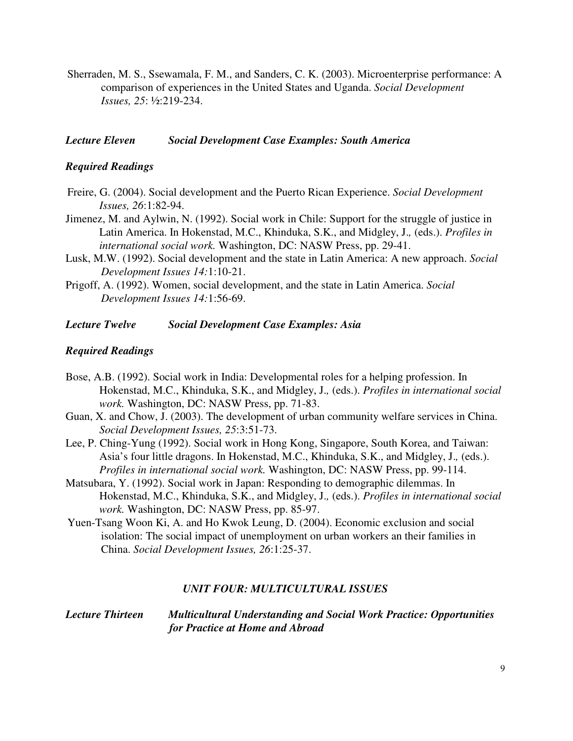Sherraden, M. S., Ssewamala, F. M., and Sanders, C. K. (2003). Microenterprise performance: A comparison of experiences in the United States and Uganda. *Social Development Issues, 25*: ½:219-234.

### *Lecture Eleven Social Development Case Examples: South America*

#### *Required Readings*

Freire, G. (2004). Social development and the Puerto Rican Experience. *Social Development Issues, 26*:1:82-94.

Jimenez, M. and Aylwin, N. (1992). Social work in Chile: Support for the struggle of justice in Latin America. In Hokenstad, M.C., Khinduka, S.K., and Midgley, J.*,* (eds.). *Profiles in international social work.* Washington, DC: NASW Press, pp. 29-41.

Lusk, M.W. (1992). Social development and the state in Latin America: A new approach. *Social Development Issues 14:*1:10-21.

Prigoff, A. (1992). Women, social development, and the state in Latin America. *Social Development Issues 14:*1:56-69.

### *Lecture Twelve Social Development Case Examples: Asia*

#### *Required Readings*

Bose, A.B. (1992). Social work in India: Developmental roles for a helping profession. In Hokenstad, M.C., Khinduka, S.K., and Midgley, J.*,* (eds.). *Profiles in international social work.* Washington, DC: NASW Press, pp. 71-83.

Guan, X. and Chow, J. (2003). The development of urban community welfare services in China. *Social Development Issues, 25*:3:51-73.

Lee, P. Ching-Yung (1992). Social work in Hong Kong, Singapore, South Korea, and Taiwan: Asia's four little dragons. In Hokenstad, M.C., Khinduka, S.K., and Midgley, J.*,* (eds.). *Profiles in international social work.* Washington, DC: NASW Press, pp. 99-114.

Matsubara, Y. (1992). Social work in Japan: Responding to demographic dilemmas. In Hokenstad, M.C., Khinduka, S.K., and Midgley, J.*,* (eds.). *Profiles in international social work.* Washington, DC: NASW Press, pp. 85-97.

Yuen-Tsang Woon Ki, A. and Ho Kwok Leung, D. (2004). Economic exclusion and social isolation: The social impact of unemployment on urban workers an their families in China. *Social Development Issues, 26*:1:25-37.

## *UNIT FOUR: MULTICULTURAL ISSUES*

### *Lecture Thirteen Multicultural Understanding and Social Work Practice: Opportunities for Practice at Home and Abroad*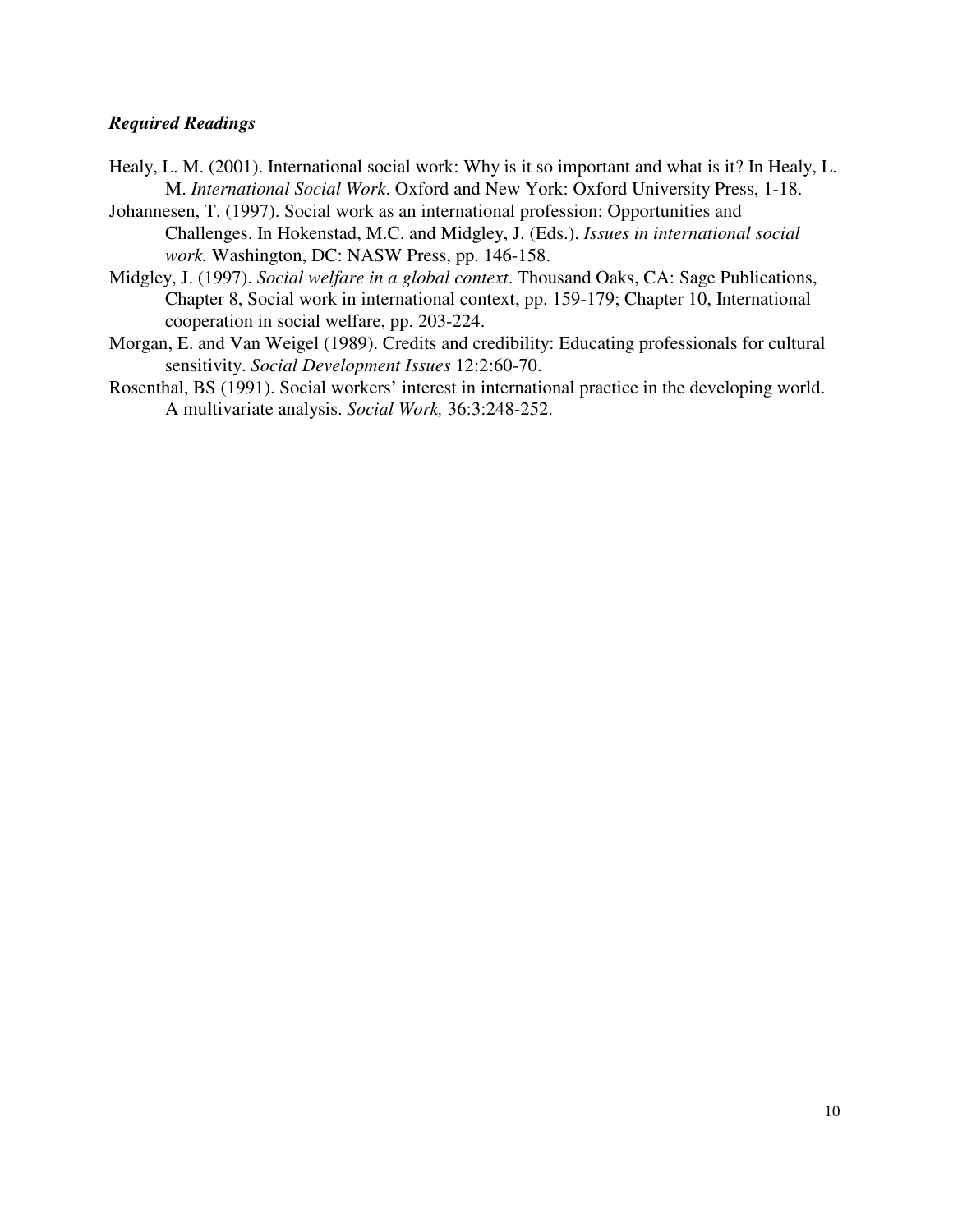### *Required Readings*

Healy, L. M. (2001). International social work: Why is it so important and what is it? In Healy, L. M. *International Social Work*. Oxford and New York: Oxford University Press, 1-18.

Johannesen, T. (1997). Social work as an international profession: Opportunities and Challenges. In Hokenstad, M.C. and Midgley, J. (Eds.). *Issues in international social work.* Washington, DC: NASW Press, pp. 146-158.

Midgley, J. (1997). *Social welfare in a global context*. Thousand Oaks, CA: Sage Publications, Chapter 8, Social work in international context, pp. 159-179; Chapter 10, International cooperation in social welfare, pp. 203-224.

Morgan, E. and Van Weigel (1989). Credits and credibility: Educating professionals for cultural sensitivity. *Social Development Issues* 12:2:60-70.

Rosenthal, BS (1991). Social workers' interest in international practice in the developing world. A multivariate analysis. *Social Work,* 36:3:248-252.